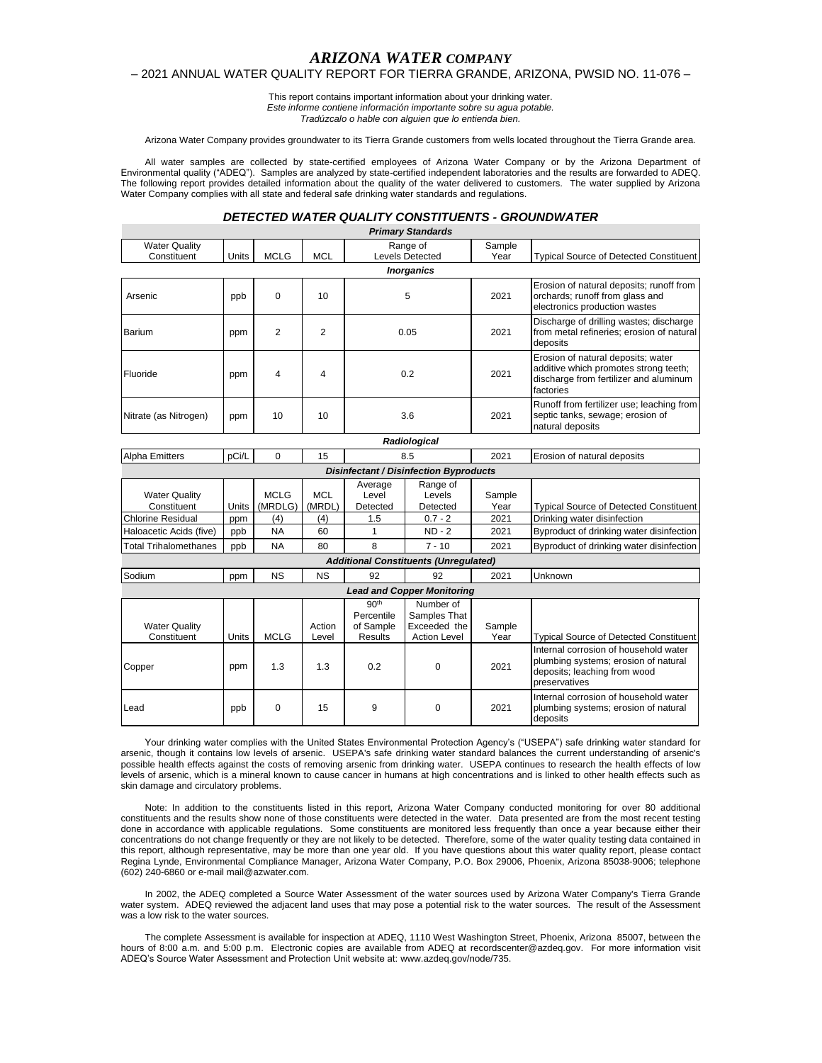# *ARIZONA WATER COMPANY*

## – 2021 ANNUAL WATER QUALITY REPORT FOR TIERRA GRANDE, ARIZONA, PWSID NO. 11-076 –

This report contains important information about your drinking water.
*Este informe contiene información importante sobre su agua potable.*
*Tradúzcalo o hable con alguien que lo entienda bien.*

Arizona Water Company provides groundwater to its Tierra Grande customers from wells located throughout the Tierra Grande area.

All water samples are collected by state-certified employees of Arizona Water Company or by the Arizona Department of Environmental quality ("ADEQ"). Samples are analyzed by state-certified independent laboratories and the results are forwarded to ADEQ. The following report provides detailed information about the quality of the water delivered to customers. The water supplied by Arizona Water Company complies with all state and federal safe drinking water standards and regulations.

### *DETECTED WATER QUALITY CONSTITUENTS - GROUNDWATER*

| *Primary Standards* | | | | | | | |
|---|---|---|---|---|---|---|---|
| Water Quality Constituent | Units | MCLG | MCL | Range of Levels Detected | | Sample Year | Typical Source of Detected Constituent |
| *Inorganics* | | | | | | | |
| Arsenic | ppb | 0 | 10 | 5 | | 2021 | Erosion of natural deposits; runoff from orchards; runoff from glass and electronics production wastes |
| Barium | ppm | 2 | 2 | 0.05 | | 2021 | Discharge of drilling wastes; discharge from metal refineries; erosion of natural deposits |
| Fluoride | ppm | 4 | 4 | 0.2 | | 2021 | Erosion of natural deposits; water additive which promotes strong teeth; discharge from fertilizer and aluminum factories |
| Nitrate (as Nitrogen) | ppm | 10 | 10 | 3.6 | | 2021 | Runoff from fertilizer use; leaching from septic tanks, sewage; erosion of natural deposits |
| *Radiological* | | | | | | | |
| Alpha Emitters | pCi/L | 0 | 15 | 8.5 | | 2021 | Erosion of natural deposits |
| *Disinfectant / Disinfection Byproducts* | | | | | | | |
| Water Quality Constituent | Units | MCLG (MRDLG) | MCL (MRDL) | Average Level Detected | Range of Levels Detected | Sample Year | Typical Source of Detected Constituent |
| Chlorine Residual | ppm | (4) | (4) | 1.5 | 0.7 - 2 | 2021 | Drinking water disinfection |
| Haloacetic Acids (five) | ppb | NA | 60 | 1 | ND - 2 | 2021 | Byproduct of drinking water disinfection |
| Total Trihalomethanes | ppb | NA | 80 | 8 | 7 - 10 | 2021 | Byproduct of drinking water disinfection |
| *Additional Constituents (Unregulated)* | | | | | | | |
| Sodium | ppm | NS | NS | 92 | 92 | 2021 | Unknown |
| *Lead and Copper Monitoring* | | | | | | | |
| Water Quality Constituent | Units | MCLG | Action Level | 90th Percentile of Sample Results | Number of Samples That Exceeded the Action Level | Sample Year | Typical Source of Detected Constituent |
| Copper | ppm | 1.3 | 1.3 | 0.2 | 0 | 2021 | Internal corrosion of household water plumbing systems; erosion of natural deposits; leaching from wood preservatives |
| Lead | ppb | 0 | 15 | 9 | 0 | 2021 | Internal corrosion of household water plumbing systems; erosion of natural deposits |

Your drinking water complies with the United States Environmental Protection Agency's ("USEPA") safe drinking water standard for arsenic, though it contains low levels of arsenic. USEPA's safe drinking water standard balances the current understanding of arsenic's possible health effects against the costs of removing arsenic from drinking water. USEPA continues to research the health effects of low levels of arsenic, which is a mineral known to cause cancer in humans at high concentrations and is linked to other health effects such as skin damage and circulatory problems.

Note: In addition to the constituents listed in this report, Arizona Water Company conducted monitoring for over 80 additional constituents and the results show none of those constituents were detected in the water. Data presented are from the most recent testing done in accordance with applicable regulations. Some constituents are monitored less frequently than once a year because either their concentrations do not change frequently or they are not likely to be detected. Therefore, some of the water quality testing data contained in this report, although representative, may be more than one year old. If you have questions about this water quality report, please contact Regina Lynde, Environmental Compliance Manager, Arizona Water Company, P.O. Box 29006, Phoenix, Arizona 85038-9006; telephone (602) 240-6860 or e-mail mail@azwater.com.

In 2002, the ADEQ completed a Source Water Assessment of the water sources used by Arizona Water Company's Tierra Grande water system. ADEQ reviewed the adjacent land uses that may pose a potential risk to the water sources. The result of the Assessment was a low risk to the water sources.

The complete Assessment is available for inspection at ADEQ, 1110 West Washington Street, Phoenix, Arizona 85007, between the hours of 8:00 a.m. and 5:00 p.m. Electronic copies are available from ADEQ at recordscenter@azdeq.gov. For more information visit ADEQ's Source Water Assessment and Protection Unit website at: www.azdeq.gov/node/735.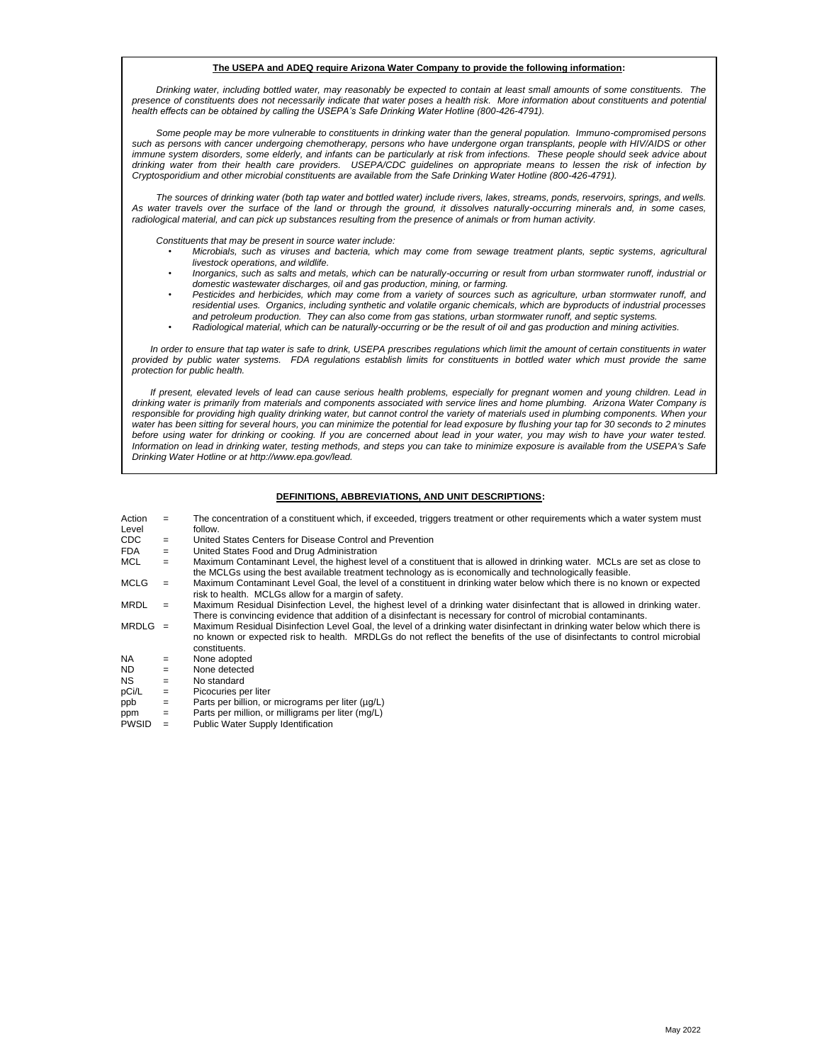**The USEPA and ADEQ require Arizona Water Company to provide the following information:**

*Drinking water, including bottled water, may reasonably be expected to contain at least small amounts of some constituents. The presence of constituents does not necessarily indicate that water poses a health risk. More information about constituents and potential health effects can be obtained by calling the USEPA's Safe Drinking Water Hotline (800-426-4791).*

*Some people may be more vulnerable to constituents in drinking water than the general population. Immuno-compromised persons such as persons with cancer undergoing chemotherapy, persons who have undergone organ transplants, people with HIV/AIDS or other immune system disorders, some elderly, and infants can be particularly at risk from infections. These people should seek advice about drinking water from their health care providers. USEPA/CDC guidelines on appropriate means to lessen the risk of infection by Cryptosporidium and other microbial constituents are available from the Safe Drinking Water Hotline (800-426-4791).*

*The sources of drinking water (both tap water and bottled water) include rivers, lakes, streams, ponds, reservoirs, springs, and wells. As water travels over the surface of the land or through the ground, it dissolves naturally-occurring minerals and, in some cases, radiological material, and can pick up substances resulting from the presence of animals or from human activity.*

*Constituents that may be present in source water include:*

- *Microbials, such as viruses and bacteria, which may come from sewage treatment plants, septic systems, agricultural livestock operations, and wildlife.*
- *Inorganics, such as salts and metals, which can be naturally-occurring or result from urban stormwater runoff, industrial or domestic wastewater discharges, oil and gas production, mining, or farming.*
- *Pesticides and herbicides, which may come from a variety of sources such as agriculture, urban stormwater runoff, and residential uses. Organics, including synthetic and volatile organic chemicals, which are byproducts of industrial processes and petroleum production. They can also come from gas stations, urban stormwater runoff, and septic systems.*
- *Radiological material, which can be naturally-occurring or be the result of oil and gas production and mining activities.*

*In order to ensure that tap water is safe to drink, USEPA prescribes regulations which limit the amount of certain constituents in water provided by public water systems. FDA regulations establish limits for constituents in bottled water which must provide the same protection for public health.*

*If present, elevated levels of lead can cause serious health problems, especially for pregnant women and young children. Lead in drinking water is primarily from materials and components associated with service lines and home plumbing. Arizona Water Company is responsible for providing high quality drinking water, but cannot control the variety of materials used in plumbing components. When your water has been sitting for several hours, you can minimize the potential for lead exposure by flushing your tap for 30 seconds to 2 minutes before using water for drinking or cooking. If you are concerned about lead in your water, you may wish to have your water tested. Information on lead in drinking water, testing methods, and steps you can take to minimize exposure is available from the USEPA's Safe Drinking Water Hotline or at http://www.epa.gov/lead.*

**DEFINITIONS, ABBREVIATIONS, AND UNIT DESCRIPTIONS:**

| | | |
|---|---|---|
| Action Level | = | The concentration of a constituent which, if exceeded, triggers treatment or other requirements which a water system must follow. |
| CDC | = | United States Centers for Disease Control and Prevention |
| FDA | = | United States Food and Drug Administration |
| MCL | = | Maximum Contaminant Level, the highest level of a constituent that is allowed in drinking water. MCLs are set as close to the MCLGs using the best available treatment technology as is economically and technologically feasible. |
| MCLG | = | Maximum Contaminant Level Goal, the level of a constituent in drinking water below which there is no known or expected risk to health. MCLGs allow for a margin of safety. |
| MRDL | = | Maximum Residual Disinfection Level, the highest level of a drinking water disinfectant that is allowed in drinking water. There is convincing evidence that addition of a disinfectant is necessary for control of microbial contaminants. |
| MRDLG | = | Maximum Residual Disinfection Level Goal, the level of a drinking water disinfectant in drinking water below which there is no known or expected risk to health. MRDLGs do not reflect the benefits of the use of disinfectants to control microbial constituents. |
| NA | = | None adopted |
| ND | = | None detected |
| NS | = | No standard |
| pCi/L | = | Picocuries per liter |
| ppb | = | Parts per billion, or micrograms per liter (µg/L) |
| ppm | = | Parts per million, or milligrams per liter (mg/L) |
| PWSID | = | Public Water Supply Identification |

May 2022